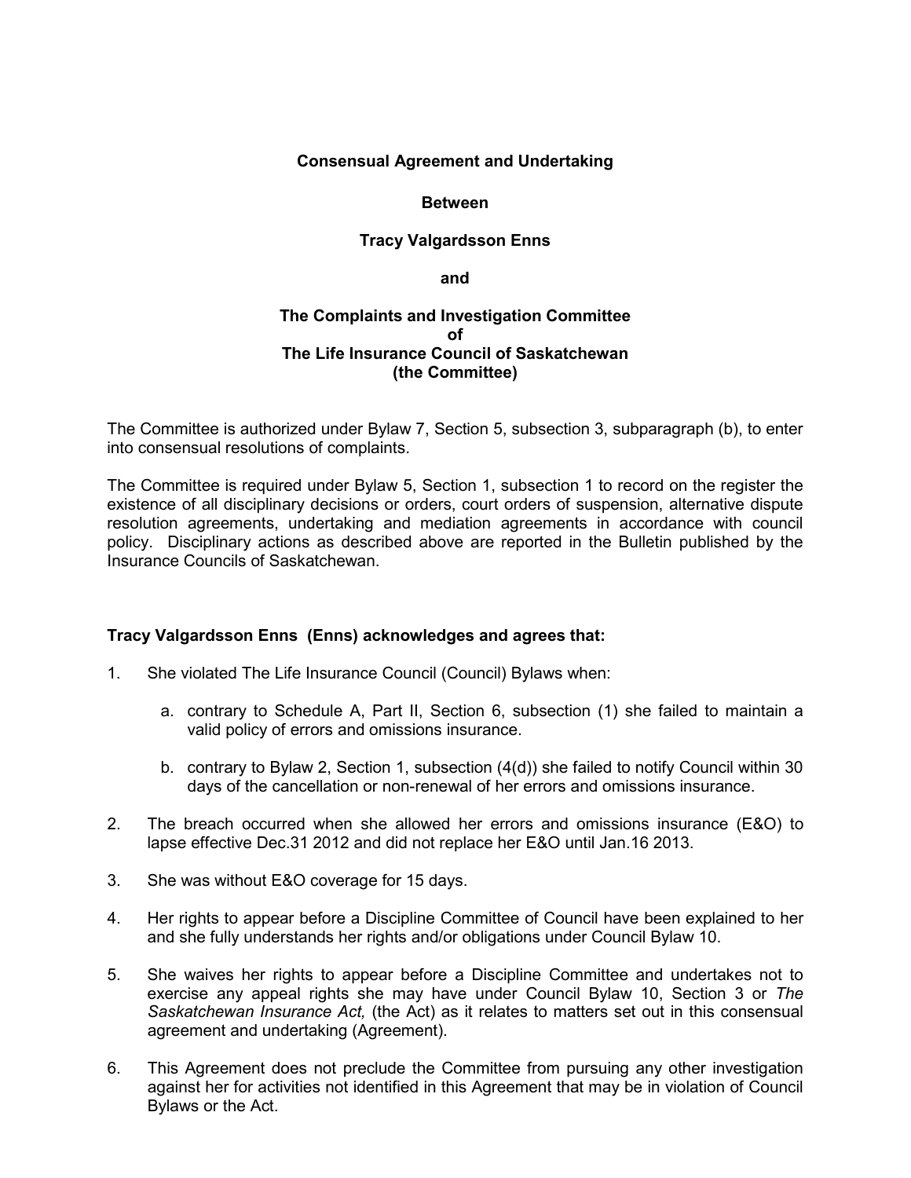**Consensual Agreement and Undertaking**

**Between**

**Tracy Valgardsson Enns**

**and**

**The Complaints and Investigation Committee**
**of**
**The Life Insurance Council of Saskatchewan**
**(the Committee)**

The Committee is authorized under Bylaw 7, Section 5, subsection 3, subparagraph (b), to enter into consensual resolutions of complaints.

The Committee is required under Bylaw 5, Section 1, subsection 1 to record on the register the existence of all disciplinary decisions or orders, court orders of suspension, alternative dispute resolution agreements, undertaking and mediation agreements in accordance with council policy. Disciplinary actions as described above are reported in the Bulletin published by the Insurance Councils of Saskatchewan.

**Tracy Valgardsson Enns (Enns) acknowledges and agrees that:**

1. She violated The Life Insurance Council (Council) Bylaws when:

   a. contrary to Schedule A, Part II, Section 6, subsection (1) she failed to maintain a valid policy of errors and omissions insurance.

   b. contrary to Bylaw 2, Section 1, subsection (4(d)) she failed to notify Council within 30 days of the cancellation or non-renewal of her errors and omissions insurance.

2. The breach occurred when she allowed her errors and omissions insurance (E&O) to lapse effective Dec.31 2012 and did not replace her E&O until Jan.16 2013.

3. She was without E&O coverage for 15 days.

4. Her rights to appear before a Discipline Committee of Council have been explained to her and she fully understands her rights and/or obligations under Council Bylaw 10.

5. She waives her rights to appear before a Discipline Committee and undertakes not to exercise any appeal rights she may have under Council Bylaw 10, Section 3 or *The Saskatchewan Insurance Act,* (the Act) as it relates to matters set out in this consensual agreement and undertaking (Agreement).

6. This Agreement does not preclude the Committee from pursuing any other investigation against her for activities not identified in this Agreement that may be in violation of Council Bylaws or the Act.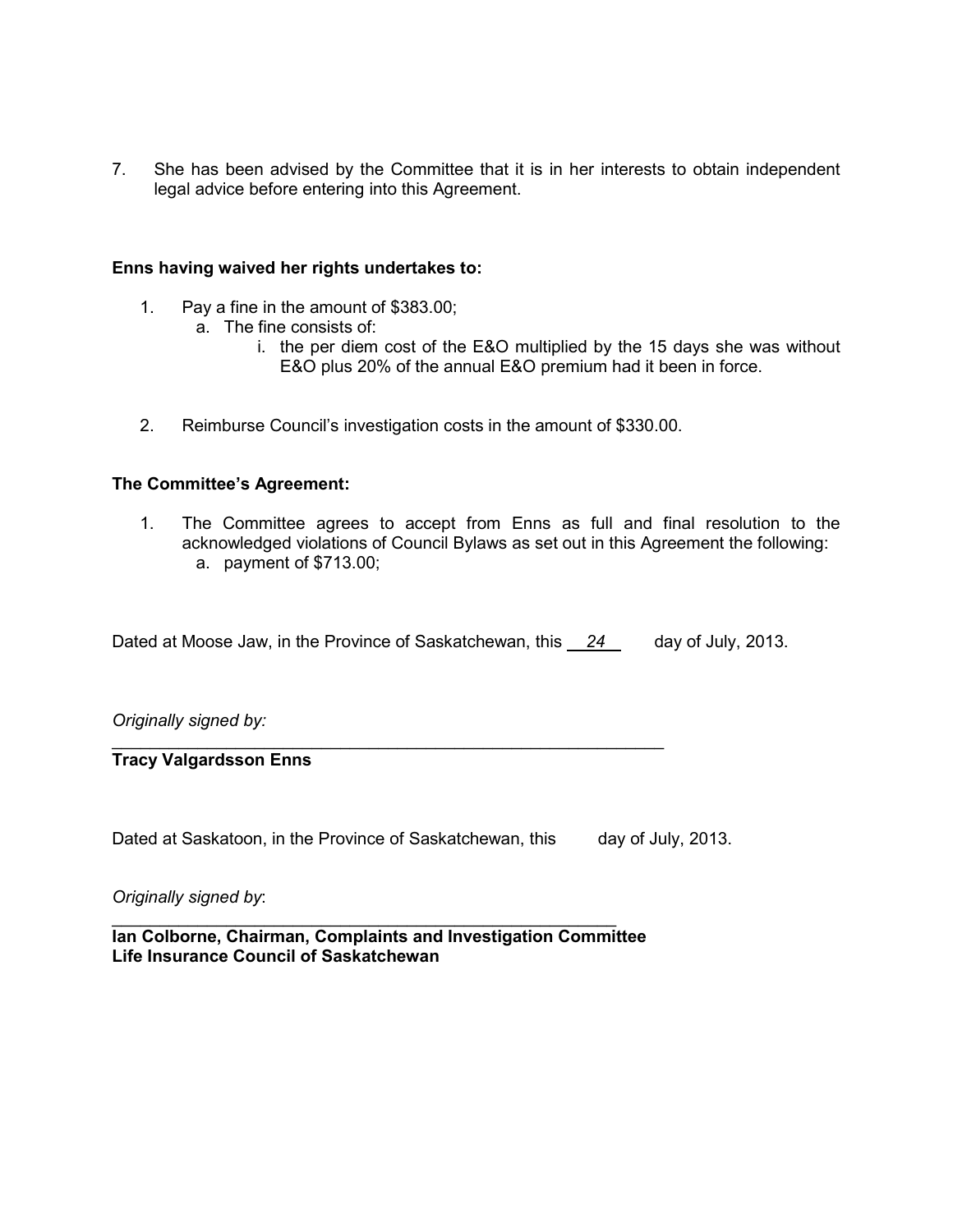7. She has been advised by the Committee that it is in her interests to obtain independent legal advice before entering into this Agreement.

**Enns having waived her rights undertakes to:**

1. Pay a fine in the amount of $383.00;
   a. The fine consists of:
      i. the per diem cost of the E&O multiplied by the 15 days she was without E&O plus 20% of the annual E&O premium had it been in force.

2. Reimburse Council's investigation costs in the amount of $330.00.

**The Committee's Agreement:**

1. The Committee agrees to accept from Enns as full and final resolution to the acknowledged violations of Council Bylaws as set out in this Agreement the following:
   a. payment of $713.00;

Dated at Moose Jaw, in the Province of Saskatchewan, this *24* day of July, 2013.

*Originally signed by:*

\_\_\_\_\_\_\_\_\_\_\_\_\_\_\_\_\_\_\_\_\_\_\_\_\_\_\_\_\_\_\_\_\_\_\_\_\_\_\_\_\_\_\_\_\_\_\_\_\_\_\_\_\_\_\_\_\_\_\_\_

**Tracy Valgardsson Enns**

Dated at Saskatoon, in the Province of Saskatchewan, this day of July, 2013.

*Originally signed by*:

\_\_\_\_\_\_\_\_\_\_\_\_\_\_\_\_\_\_\_\_\_\_\_\_\_\_\_\_\_\_\_\_\_\_\_\_\_\_\_\_\_\_\_\_\_\_\_\_\_\_\_\_\_\_\_\_\_

**Ian Colborne, Chairman, Complaints and Investigation Committee**
**Life Insurance Council of Saskatchewan**